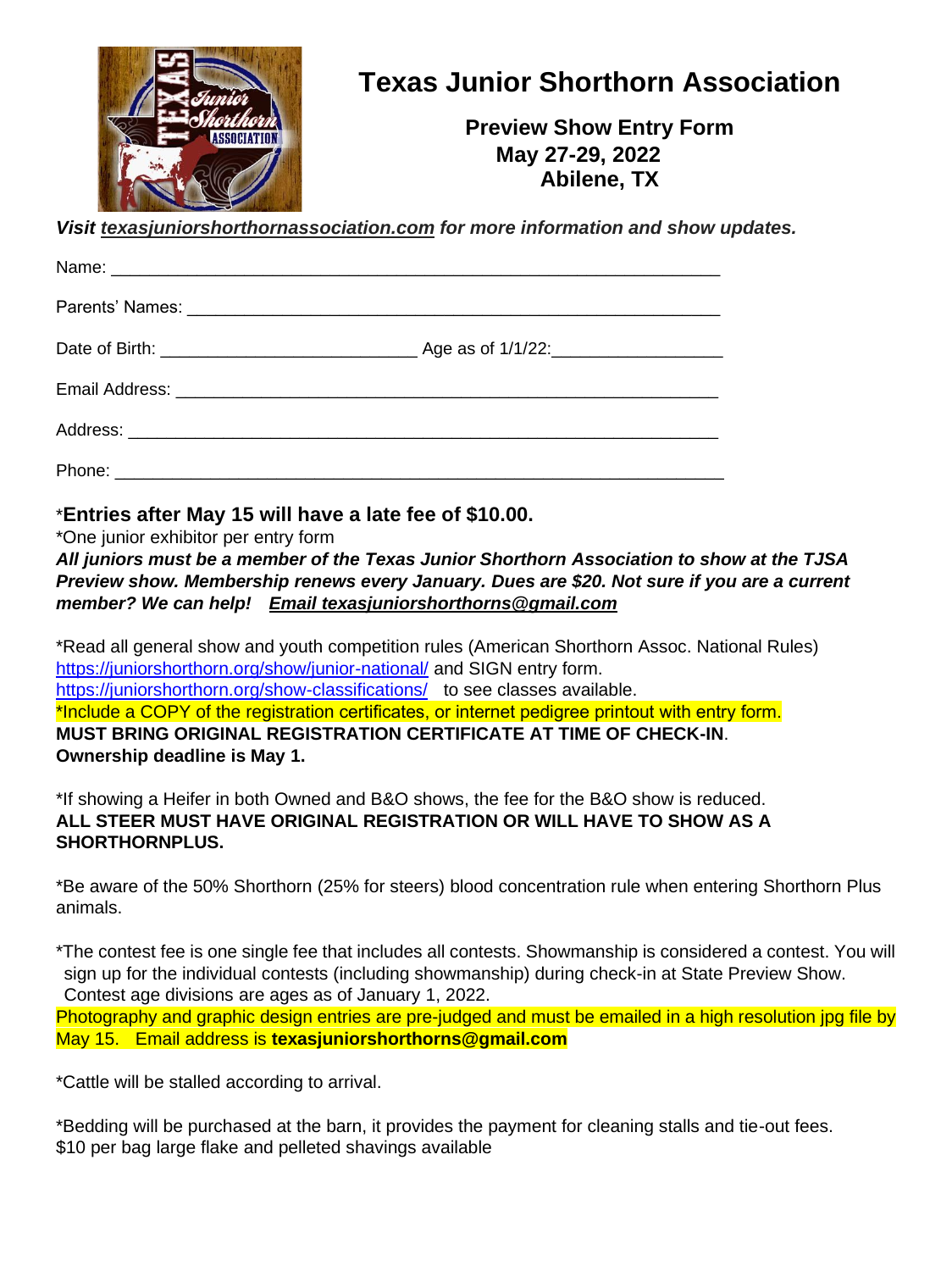# Texas Junior Shorthorn Association

**Preview Show Entry Form**
**May 27-29, 2022**
**Abilene, TX**

***Visit texasjuniorshorthornassociation.com for more information and show updates.***

Name: ________________________________________________________________

Parents' Names: ________________________________________________________

Date of Birth: ___________________________ Age as of 1/1/22:__________________

Email Address: _________________________________________________________

Address: ______________________________________________________________

Phone: ________________________________________________________________

*__Entries after May 15 will have a late fee of $10.00.__

*One junior exhibitor per entry form

***All juniors must be a member of the Texas Junior Shorthorn Association to show at the TJSA Preview show. Membership renews every January. Dues are $20. Not sure if you are a current member? We can help! Email texasjuniorshorthorns@gmail.com***

*Read all general show and youth competition rules (American Shorthorn Assoc. National Rules) https://juniorshorthorn.org/show/junior-national/ and SIGN entry form.
https://juniorshorthorn.org/show-classifications/ to see classes available.
*Include a COPY of the registration certificates, or internet pedigree printout with entry form.
**MUST BRING ORIGINAL REGISTRATION CERTIFICATE AT TIME OF CHECK-IN.**
**Ownership deadline is May 1.**

*If showing a Heifer in both Owned and B&O shows, the fee for the B&O show is reduced.
**ALL STEER MUST HAVE ORIGINAL REGISTRATION OR WILL HAVE TO SHOW AS A SHORTHORNPLUS.**

*Be aware of the 50% Shorthorn (25% for steers) blood concentration rule when entering Shorthorn Plus animals.

*The contest fee is one single fee that includes all contests. Showmanship is considered a contest. You will sign up for the individual contests (including showmanship) during check-in at State Preview Show. Contest age divisions are ages as of January 1, 2022.
Photography and graphic design entries are pre-judged and must be emailed in a high resolution jpg file by May 15. Email address is **texasjuniorshorthorns@gmail.com**

*Cattle will be stalled according to arrival.

*Bedding will be purchased at the barn, it provides the payment for cleaning stalls and tie-out fees.
$10 per bag large flake and pelleted shavings available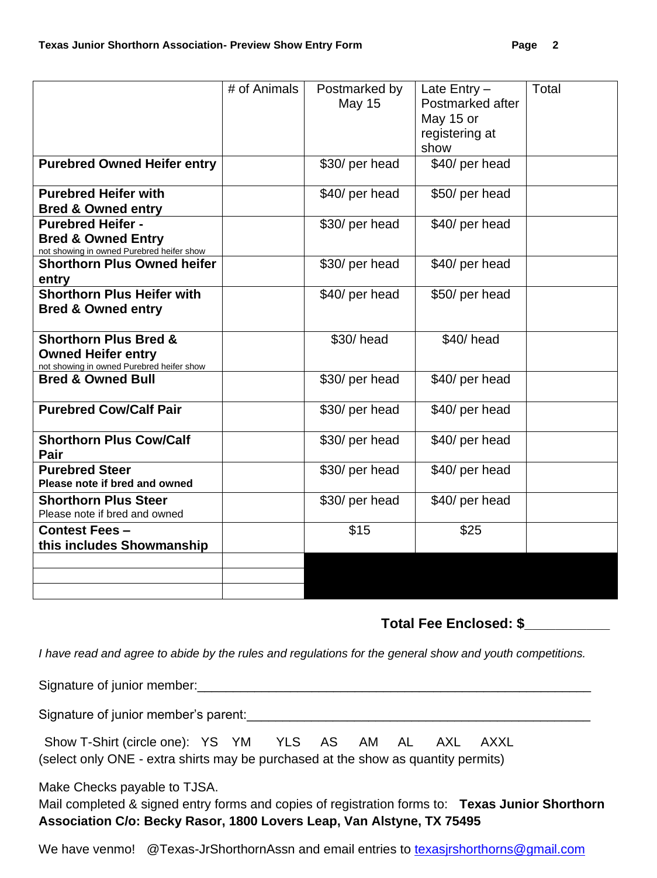| | # of Animals | Postmarked by May 15 | Late Entry – Postmarked after May 15 or registering at show | Total |
|---|---|---|---|---|
| **Purebred Owned Heifer entry** | | $30/ per head | $40/ per head | |
| **Purebred Heifer with Bred & Owned entry** | | $40/ per head | $50/ per head | |
| **Purebred Heifer - Bred & Owned Entry** not showing in owned Purebred heifer show | | $30/ per head | $40/ per head | |
| **Shorthorn Plus Owned heifer entry** | | $30/ per head | $40/ per head | |
| **Shorthorn Plus Heifer with Bred & Owned entry** | | $40/ per head | $50/ per head | |
| **Shorthorn Plus Bred & Owned Heifer entry** not showing in owned Purebred heifer show | | $30/ head | $40/ head | |
| **Bred & Owned Bull** | | $30/ per head | $40/ per head | |
| **Purebred Cow/Calf Pair** | | $30/ per head | $40/ per head | |
| **Shorthorn Plus Cow/Calf Pair** | | $30/ per head | $40/ per head | |
| **Purebred Steer** **Please note if bred and owned** | | $30/ per head | $40/ per head | |
| **Shorthorn Plus Steer** Please note if bred and owned | | $30/ per head | $40/ per head | |
| **Contest Fees – this includes Showmanship** | | $15 | $25 | |
| | | | | |
| | | | | |
| | | | | |

**Total Fee Enclosed: $___________**

*I have read and agree to abide by the rules and regulations for the general show and youth competitions.*

Signature of junior member:________________________________________________________

Signature of junior member's parent:_________________________________________________

Show T-Shirt (circle one): YS YM YLS AS AM AL AXL AXXL
(select only ONE - extra shirts may be purchased at the show as quantity permits)

Make Checks payable to TJSA.
Mail completed & signed entry forms and copies of registration forms to: **Texas Junior Shorthorn Association C/o: Becky Rasor, 1800 Lovers Leap, Van Alstyne, TX 75495**

We have venmo! @Texas-JrShorthornAssn and email entries to texasjrshorthorns@gmail.com